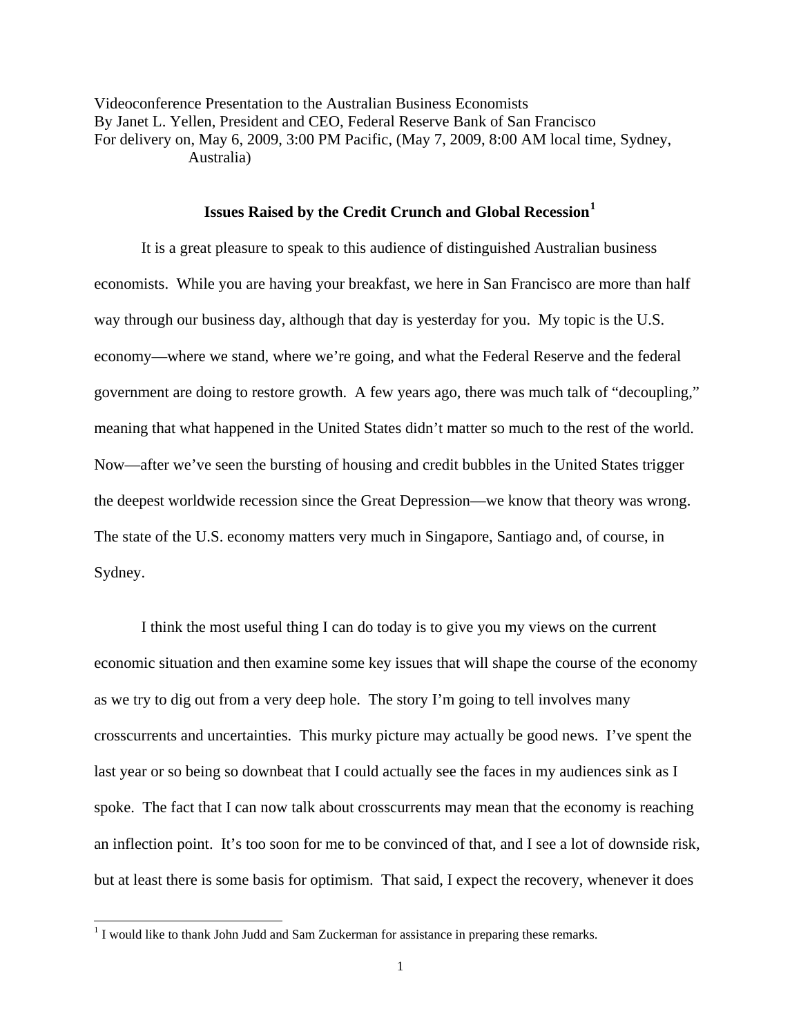Videoconference Presentation to the Australian Business Economists
By Janet L. Yellen, President and CEO, Federal Reserve Bank of San Francisco
For delivery on, May 6, 2009, 3:00 PM Pacific, (May 7, 2009, 8:00 AM local time, Sydney, Australia)

## Issues Raised by the Credit Crunch and Global Recession[1]

It is a great pleasure to speak to this audience of distinguished Australian business economists. While you are having your breakfast, we here in San Francisco are more than half way through our business day, although that day is yesterday for you. My topic is the U.S. economy—where we stand, where we're going, and what the Federal Reserve and the federal government are doing to restore growth. A few years ago, there was much talk of "decoupling," meaning that what happened in the United States didn't matter so much to the rest of the world. Now—after we've seen the bursting of housing and credit bubbles in the United States trigger the deepest worldwide recession since the Great Depression—we know that theory was wrong. The state of the U.S. economy matters very much in Singapore, Santiago and, of course, in Sydney.

I think the most useful thing I can do today is to give you my views on the current economic situation and then examine some key issues that will shape the course of the economy as we try to dig out from a very deep hole. The story I'm going to tell involves many crosscurrents and uncertainties. This murky picture may actually be good news. I've spent the last year or so being so downbeat that I could actually see the faces in my audiences sink as I spoke. The fact that I can now talk about crosscurrents may mean that the economy is reaching an inflection point. It's too soon for me to be convinced of that, and I see a lot of downside risk, but at least there is some basis for optimism. That said, I expect the recovery, whenever it does

[1] I would like to thank John Judd and Sam Zuckerman for assistance in preparing these remarks.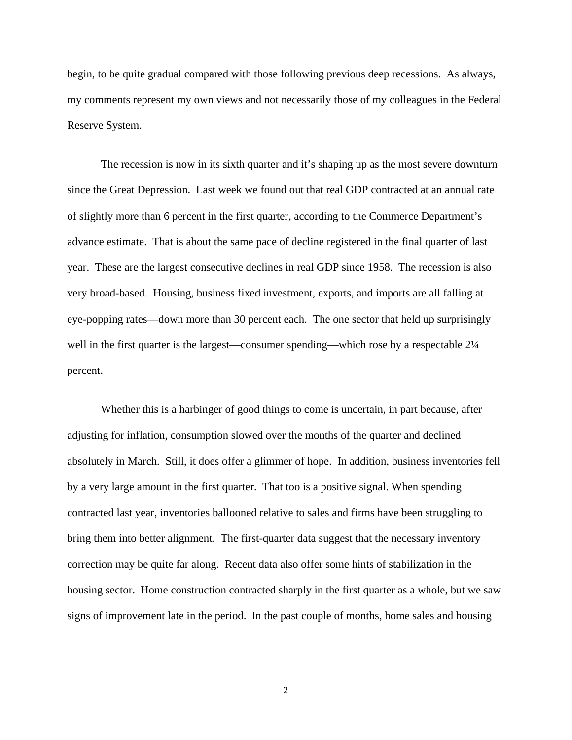begin, to be quite gradual compared with those following previous deep recessions. As always, my comments represent my own views and not necessarily those of my colleagues in the Federal Reserve System.

The recession is now in its sixth quarter and it's shaping up as the most severe downturn since the Great Depression. Last week we found out that real GDP contracted at an annual rate of slightly more than 6 percent in the first quarter, according to the Commerce Department's advance estimate. That is about the same pace of decline registered in the final quarter of last year. These are the largest consecutive declines in real GDP since 1958. The recession is also very broad-based. Housing, business fixed investment, exports, and imports are all falling at eye-popping rates—down more than 30 percent each. The one sector that held up surprisingly well in the first quarter is the largest—consumer spending—which rose by a respectable 2¼ percent.

Whether this is a harbinger of good things to come is uncertain, in part because, after adjusting for inflation, consumption slowed over the months of the quarter and declined absolutely in March. Still, it does offer a glimmer of hope. In addition, business inventories fell by a very large amount in the first quarter. That too is a positive signal. When spending contracted last year, inventories ballooned relative to sales and firms have been struggling to bring them into better alignment. The first-quarter data suggest that the necessary inventory correction may be quite far along. Recent data also offer some hints of stabilization in the housing sector. Home construction contracted sharply in the first quarter as a whole, but we saw signs of improvement late in the period. In the past couple of months, home sales and housing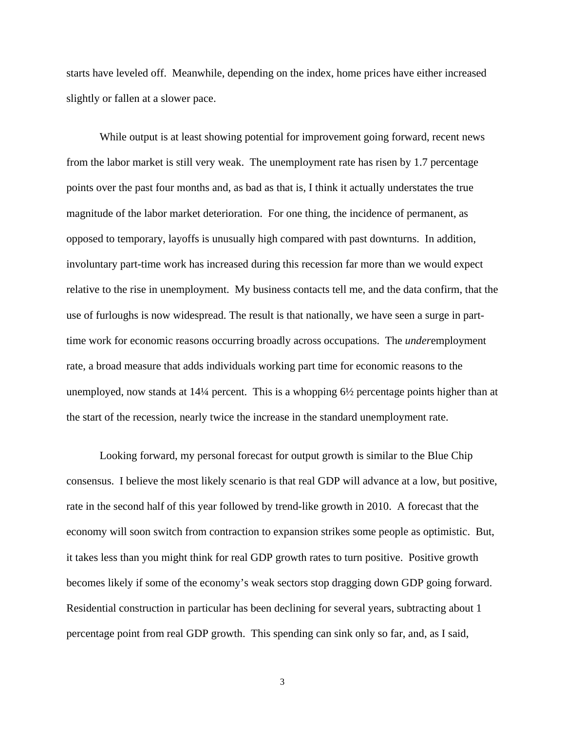starts have leveled off. Meanwhile, depending on the index, home prices have either increased slightly or fallen at a slower pace.

While output is at least showing potential for improvement going forward, recent news from the labor market is still very weak. The unemployment rate has risen by 1.7 percentage points over the past four months and, as bad as that is, I think it actually understates the true magnitude of the labor market deterioration. For one thing, the incidence of permanent, as opposed to temporary, layoffs is unusually high compared with past downturns. In addition, involuntary part-time work has increased during this recession far more than we would expect relative to the rise in unemployment. My business contacts tell me, and the data confirm, that the use of furloughs is now widespread. The result is that nationally, we have seen a surge in part-time work for economic reasons occurring broadly across occupations. The *under*employment rate, a broad measure that adds individuals working part time for economic reasons to the unemployed, now stands at 14¼ percent. This is a whopping 6½ percentage points higher than at the start of the recession, nearly twice the increase in the standard unemployment rate.

Looking forward, my personal forecast for output growth is similar to the Blue Chip consensus. I believe the most likely scenario is that real GDP will advance at a low, but positive, rate in the second half of this year followed by trend-like growth in 2010. A forecast that the economy will soon switch from contraction to expansion strikes some people as optimistic. But, it takes less than you might think for real GDP growth rates to turn positive. Positive growth becomes likely if some of the economy's weak sectors stop dragging down GDP going forward. Residential construction in particular has been declining for several years, subtracting about 1 percentage point from real GDP growth. This spending can sink only so far, and, as I said,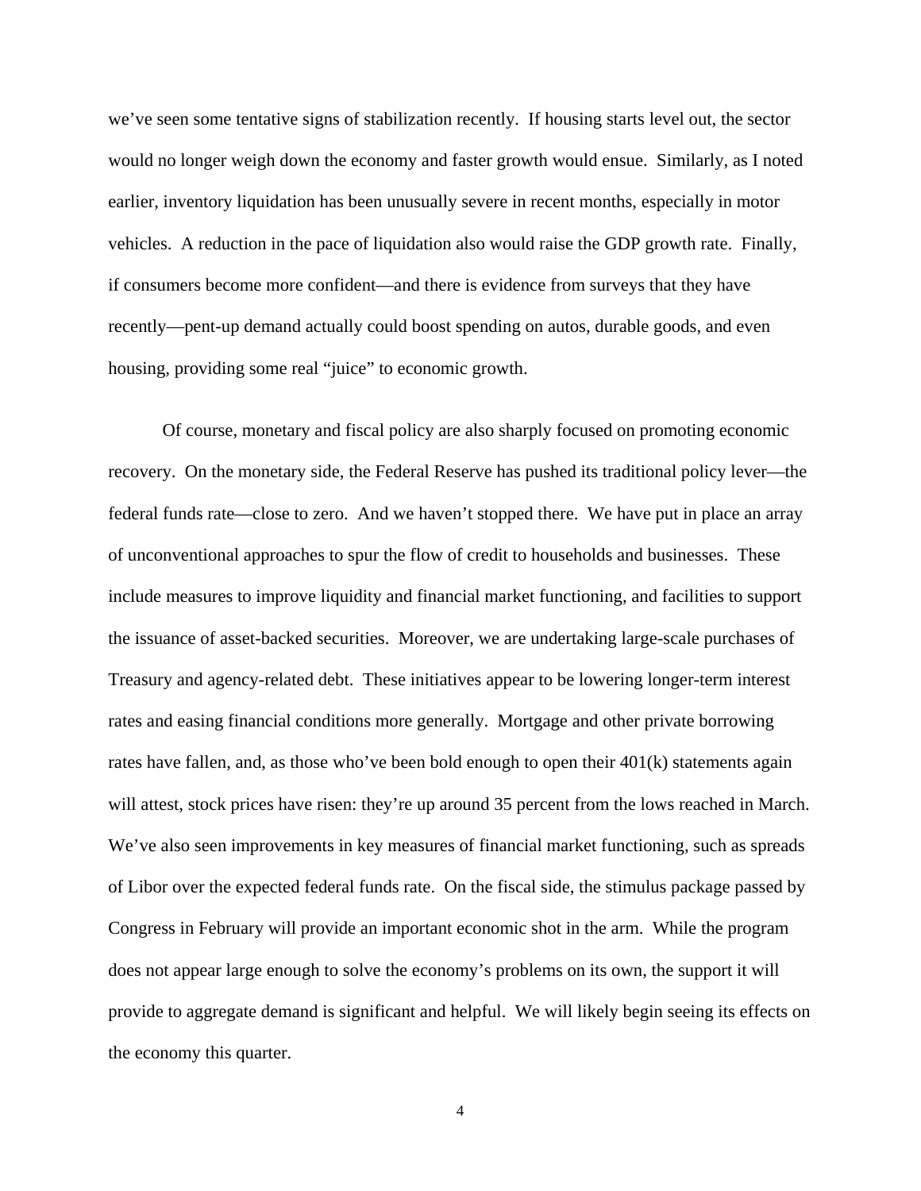we've seen some tentative signs of stabilization recently. If housing starts level out, the sector would no longer weigh down the economy and faster growth would ensue. Similarly, as I noted earlier, inventory liquidation has been unusually severe in recent months, especially in motor vehicles. A reduction in the pace of liquidation also would raise the GDP growth rate. Finally, if consumers become more confident—and there is evidence from surveys that they have recently—pent-up demand actually could boost spending on autos, durable goods, and even housing, providing some real "juice" to economic growth.

Of course, monetary and fiscal policy are also sharply focused on promoting economic recovery. On the monetary side, the Federal Reserve has pushed its traditional policy lever—the federal funds rate—close to zero. And we haven't stopped there. We have put in place an array of unconventional approaches to spur the flow of credit to households and businesses. These include measures to improve liquidity and financial market functioning, and facilities to support the issuance of asset-backed securities. Moreover, we are undertaking large-scale purchases of Treasury and agency-related debt. These initiatives appear to be lowering longer-term interest rates and easing financial conditions more generally. Mortgage and other private borrowing rates have fallen, and, as those who've been bold enough to open their 401(k) statements again will attest, stock prices have risen: they're up around 35 percent from the lows reached in March. We've also seen improvements in key measures of financial market functioning, such as spreads of Libor over the expected federal funds rate. On the fiscal side, the stimulus package passed by Congress in February will provide an important economic shot in the arm. While the program does not appear large enough to solve the economy's problems on its own, the support it will provide to aggregate demand is significant and helpful. We will likely begin seeing its effects on the economy this quarter.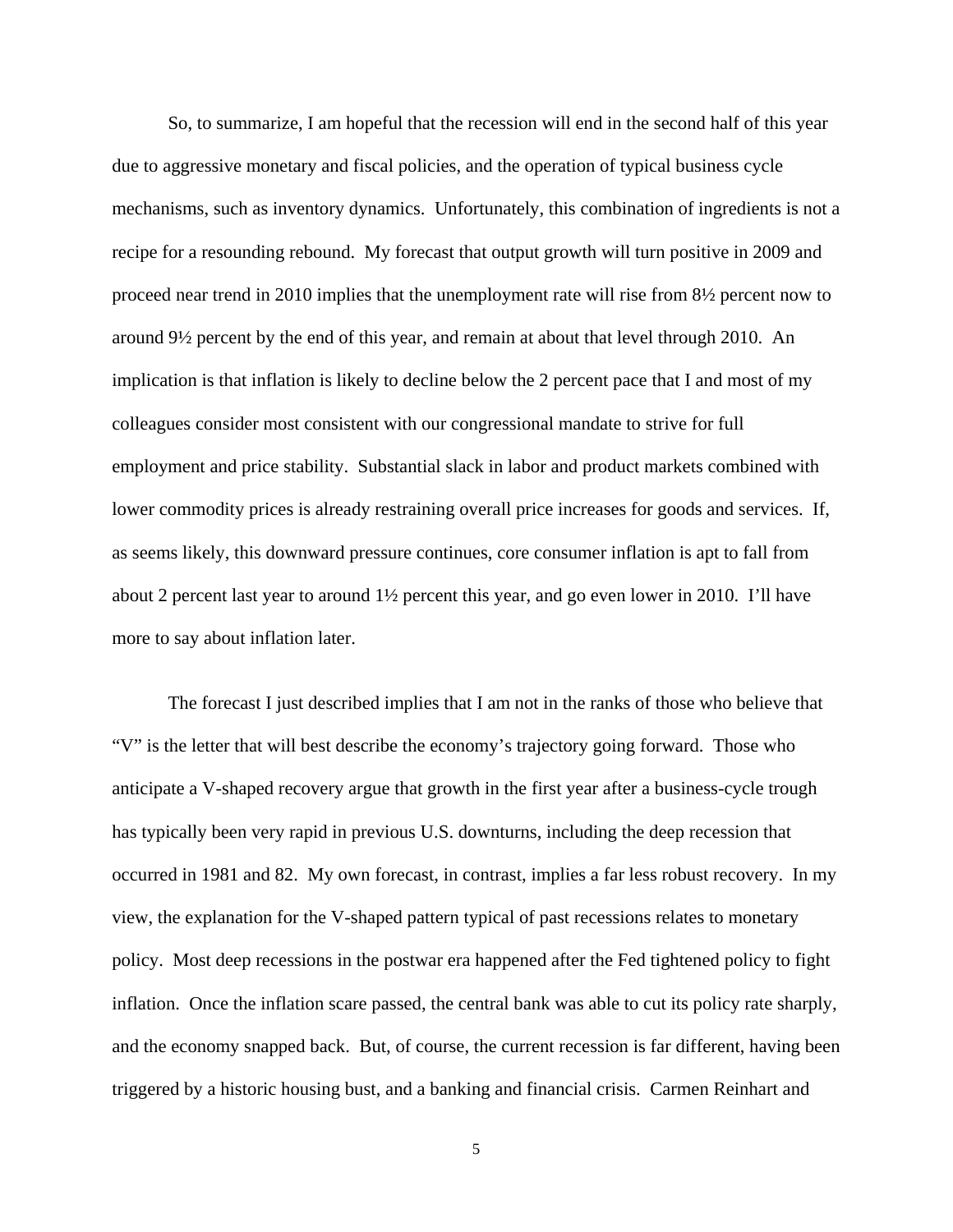So, to summarize, I am hopeful that the recession will end in the second half of this year due to aggressive monetary and fiscal policies, and the operation of typical business cycle mechanisms, such as inventory dynamics. Unfortunately, this combination of ingredients is not a recipe for a resounding rebound. My forecast that output growth will turn positive in 2009 and proceed near trend in 2010 implies that the unemployment rate will rise from 8½ percent now to around 9½ percent by the end of this year, and remain at about that level through 2010. An implication is that inflation is likely to decline below the 2 percent pace that I and most of my colleagues consider most consistent with our congressional mandate to strive for full employment and price stability. Substantial slack in labor and product markets combined with lower commodity prices is already restraining overall price increases for goods and services. If, as seems likely, this downward pressure continues, core consumer inflation is apt to fall from about 2 percent last year to around 1½ percent this year, and go even lower in 2010. I'll have more to say about inflation later.

The forecast I just described implies that I am not in the ranks of those who believe that "V" is the letter that will best describe the economy's trajectory going forward. Those who anticipate a V-shaped recovery argue that growth in the first year after a business-cycle trough has typically been very rapid in previous U.S. downturns, including the deep recession that occurred in 1981 and 82. My own forecast, in contrast, implies a far less robust recovery. In my view, the explanation for the V-shaped pattern typical of past recessions relates to monetary policy. Most deep recessions in the postwar era happened after the Fed tightened policy to fight inflation. Once the inflation scare passed, the central bank was able to cut its policy rate sharply, and the economy snapped back. But, of course, the current recession is far different, having been triggered by a historic housing bust, and a banking and financial crisis. Carmen Reinhart and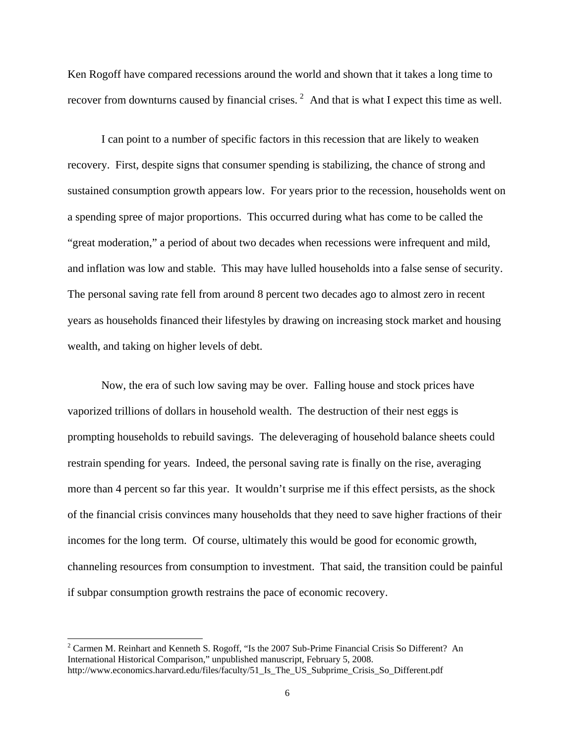Ken Rogoff have compared recessions around the world and shown that it takes a long time to recover from downturns caused by financial crises.[2] And that is what I expect this time as well.

I can point to a number of specific factors in this recession that are likely to weaken recovery. First, despite signs that consumer spending is stabilizing, the chance of strong and sustained consumption growth appears low. For years prior to the recession, households went on a spending spree of major proportions. This occurred during what has come to be called the "great moderation," a period of about two decades when recessions were infrequent and mild, and inflation was low and stable. This may have lulled households into a false sense of security. The personal saving rate fell from around 8 percent two decades ago to almost zero in recent years as households financed their lifestyles by drawing on increasing stock market and housing wealth, and taking on higher levels of debt.

Now, the era of such low saving may be over. Falling house and stock prices have vaporized trillions of dollars in household wealth. The destruction of their nest eggs is prompting households to rebuild savings. The deleveraging of household balance sheets could restrain spending for years. Indeed, the personal saving rate is finally on the rise, averaging more than 4 percent so far this year. It wouldn't surprise me if this effect persists, as the shock of the financial crisis convinces many households that they need to save higher fractions of their incomes for the long term. Of course, ultimately this would be good for economic growth, channeling resources from consumption to investment. That said, the transition could be painful if subpar consumption growth restrains the pace of economic recovery.

---

[2] Carmen M. Reinhart and Kenneth S. Rogoff, "Is the 2007 Sub-Prime Financial Crisis So Different? An International Historical Comparison," unpublished manuscript, February 5, 2008. http://www.economics.harvard.edu/files/faculty/51_Is_The_US_Subprime_Crisis_So_Different.pdf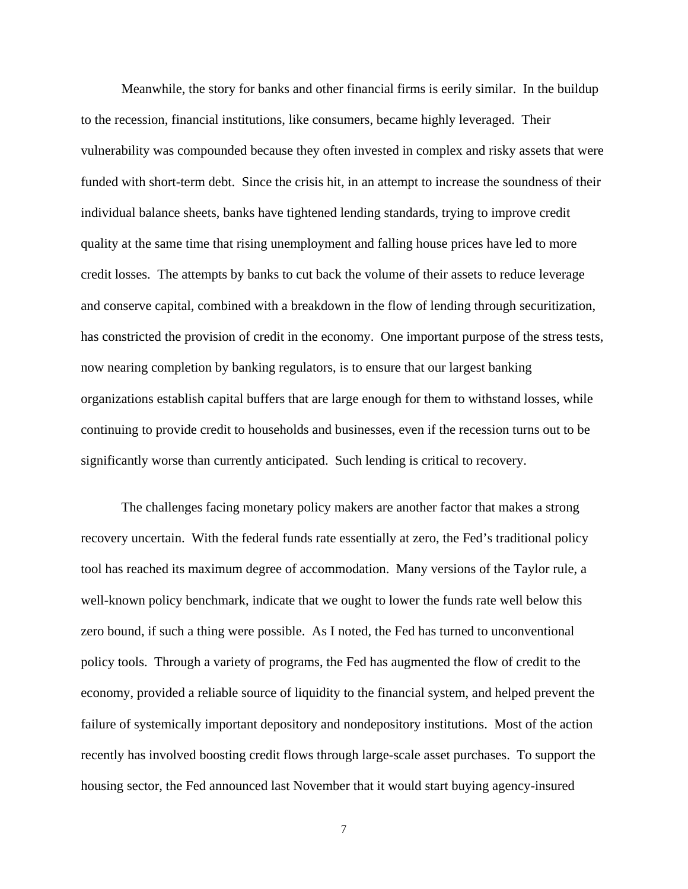Meanwhile, the story for banks and other financial firms is eerily similar. In the buildup to the recession, financial institutions, like consumers, became highly leveraged. Their vulnerability was compounded because they often invested in complex and risky assets that were funded with short-term debt. Since the crisis hit, in an attempt to increase the soundness of their individual balance sheets, banks have tightened lending standards, trying to improve credit quality at the same time that rising unemployment and falling house prices have led to more credit losses. The attempts by banks to cut back the volume of their assets to reduce leverage and conserve capital, combined with a breakdown in the flow of lending through securitization, has constricted the provision of credit in the economy. One important purpose of the stress tests, now nearing completion by banking regulators, is to ensure that our largest banking organizations establish capital buffers that are large enough for them to withstand losses, while continuing to provide credit to households and businesses, even if the recession turns out to be significantly worse than currently anticipated. Such lending is critical to recovery.

The challenges facing monetary policy makers are another factor that makes a strong recovery uncertain. With the federal funds rate essentially at zero, the Fed's traditional policy tool has reached its maximum degree of accommodation. Many versions of the Taylor rule, a well-known policy benchmark, indicate that we ought to lower the funds rate well below this zero bound, if such a thing were possible. As I noted, the Fed has turned to unconventional policy tools. Through a variety of programs, the Fed has augmented the flow of credit to the economy, provided a reliable source of liquidity to the financial system, and helped prevent the failure of systemically important depository and nondepository institutions. Most of the action recently has involved boosting credit flows through large-scale asset purchases. To support the housing sector, the Fed announced last November that it would start buying agency-insured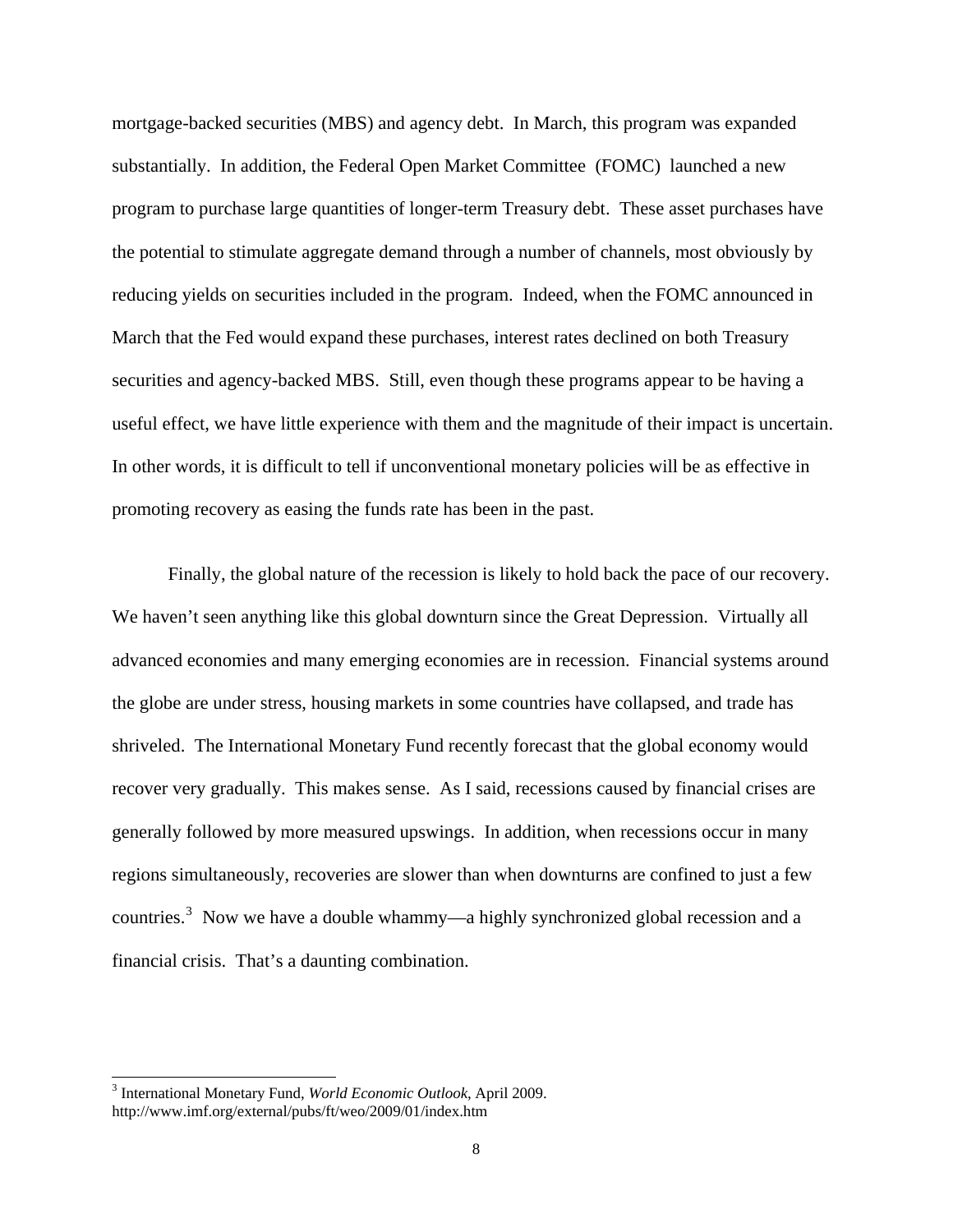mortgage-backed securities (MBS) and agency debt. In March, this program was expanded substantially. In addition, the Federal Open Market Committee (FOMC) launched a new program to purchase large quantities of longer-term Treasury debt. These asset purchases have the potential to stimulate aggregate demand through a number of channels, most obviously by reducing yields on securities included in the program. Indeed, when the FOMC announced in March that the Fed would expand these purchases, interest rates declined on both Treasury securities and agency-backed MBS. Still, even though these programs appear to be having a useful effect, we have little experience with them and the magnitude of their impact is uncertain. In other words, it is difficult to tell if unconventional monetary policies will be as effective in promoting recovery as easing the funds rate has been in the past.

Finally, the global nature of the recession is likely to hold back the pace of our recovery. We haven't seen anything like this global downturn since the Great Depression. Virtually all advanced economies and many emerging economies are in recession. Financial systems around the globe are under stress, housing markets in some countries have collapsed, and trade has shriveled. The International Monetary Fund recently forecast that the global economy would recover very gradually. This makes sense. As I said, recessions caused by financial crises are generally followed by more measured upswings. In addition, when recessions occur in many regions simultaneously, recoveries are slower than when downturns are confined to just a few countries.[3] Now we have a double whammy—a highly synchronized global recession and a financial crisis. That's a daunting combination.

---

[3] International Monetary Fund, *World Economic Outlook*, April 2009. http://www.imf.org/external/pubs/ft/weo/2009/01/index.htm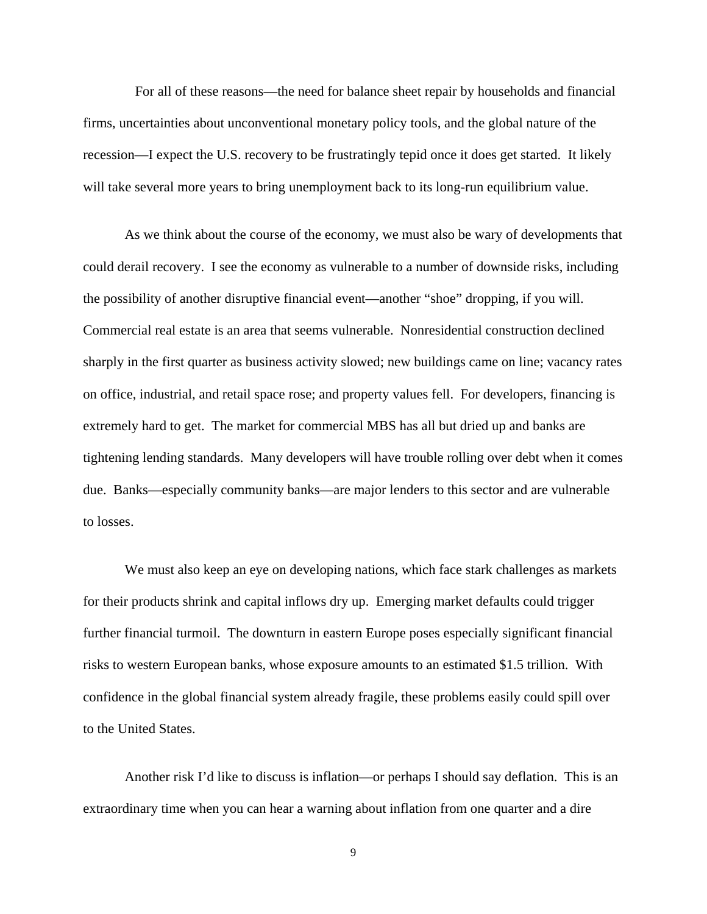For all of these reasons—the need for balance sheet repair by households and financial firms, uncertainties about unconventional monetary policy tools, and the global nature of the recession—I expect the U.S. recovery to be frustratingly tepid once it does get started. It likely will take several more years to bring unemployment back to its long-run equilibrium value.

As we think about the course of the economy, we must also be wary of developments that could derail recovery. I see the economy as vulnerable to a number of downside risks, including the possibility of another disruptive financial event—another "shoe" dropping, if you will. Commercial real estate is an area that seems vulnerable. Nonresidential construction declined sharply in the first quarter as business activity slowed; new buildings came on line; vacancy rates on office, industrial, and retail space rose; and property values fell. For developers, financing is extremely hard to get. The market for commercial MBS has all but dried up and banks are tightening lending standards. Many developers will have trouble rolling over debt when it comes due. Banks—especially community banks—are major lenders to this sector and are vulnerable to losses.

We must also keep an eye on developing nations, which face stark challenges as markets for their products shrink and capital inflows dry up. Emerging market defaults could trigger further financial turmoil. The downturn in eastern Europe poses especially significant financial risks to western European banks, whose exposure amounts to an estimated $1.5 trillion. With confidence in the global financial system already fragile, these problems easily could spill over to the United States.

Another risk I'd like to discuss is inflation—or perhaps I should say deflation. This is an extraordinary time when you can hear a warning about inflation from one quarter and a dire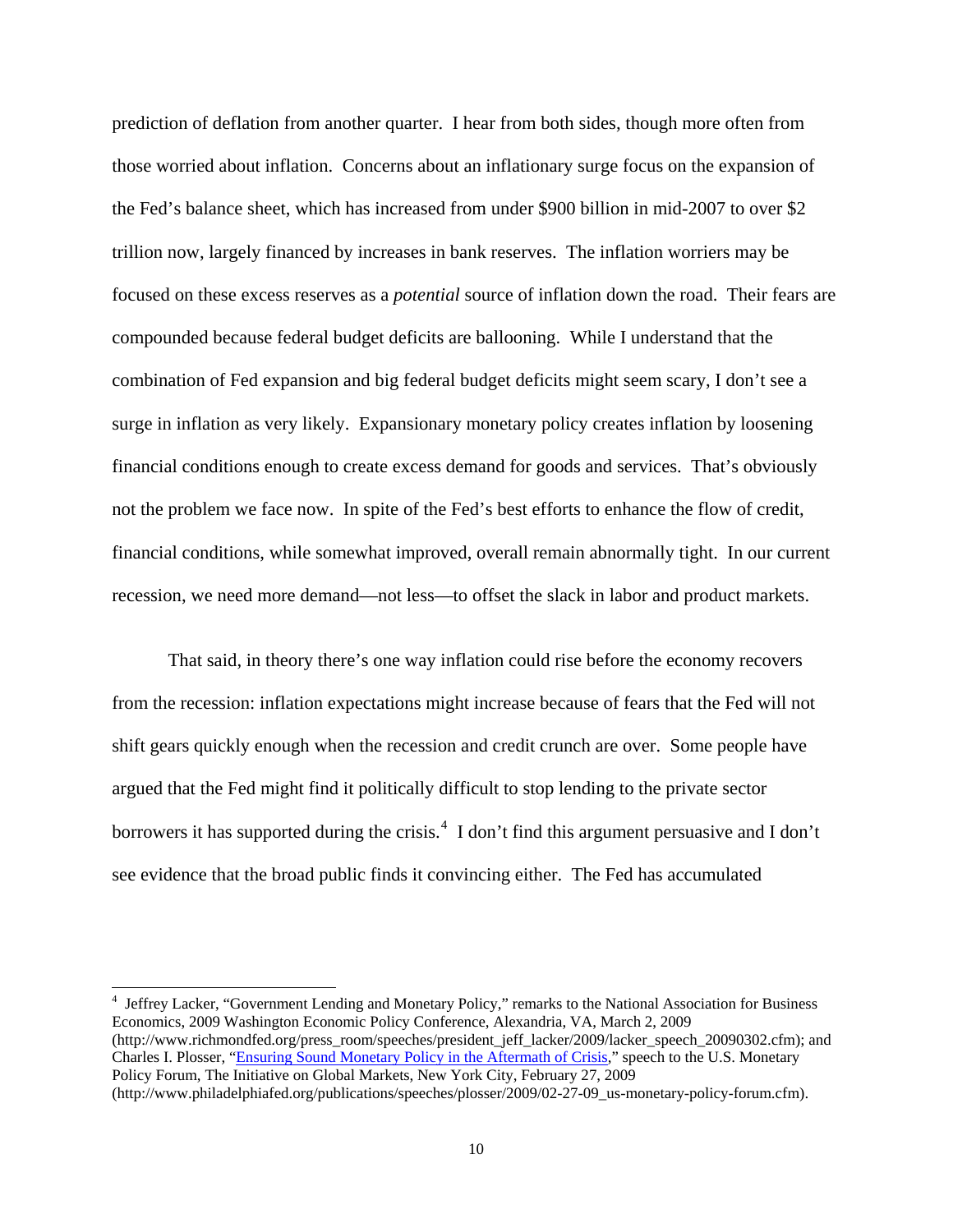prediction of deflation from another quarter. I hear from both sides, though more often from those worried about inflation. Concerns about an inflationary surge focus on the expansion of the Fed's balance sheet, which has increased from under $900 billion in mid-2007 to over $2 trillion now, largely financed by increases in bank reserves. The inflation worriers may be focused on these excess reserves as a *potential* source of inflation down the road. Their fears are compounded because federal budget deficits are ballooning. While I understand that the combination of Fed expansion and big federal budget deficits might seem scary, I don't see a surge in inflation as very likely. Expansionary monetary policy creates inflation by loosening financial conditions enough to create excess demand for goods and services. That's obviously not the problem we face now. In spite of the Fed's best efforts to enhance the flow of credit, financial conditions, while somewhat improved, overall remain abnormally tight. In our current recession, we need more demand—not less—to offset the slack in labor and product markets.

That said, in theory there's one way inflation could rise before the economy recovers from the recession: inflation expectations might increase because of fears that the Fed will not shift gears quickly enough when the recession and credit crunch are over. Some people have argued that the Fed might find it politically difficult to stop lending to the private sector borrowers it has supported during the crisis.[4] I don't find this argument persuasive and I don't see evidence that the broad public finds it convincing either. The Fed has accumulated

---

[4] Jeffrey Lacker, "Government Lending and Monetary Policy," remarks to the National Association for Business Economics, 2009 Washington Economic Policy Conference, Alexandria, VA, March 2, 2009 (http://www.richmondfed.org/press_room/speeches/president_jeff_lacker/2009/lacker_speech_20090302.cfm); and Charles I. Plosser, "Ensuring Sound Monetary Policy in the Aftermath of Crisis," speech to the U.S. Monetary Policy Forum, The Initiative on Global Markets, New York City, February 27, 2009 (http://www.philadelphiafed.org/publications/speeches/plosser/2009/02-27-09_us-monetary-policy-forum.cfm).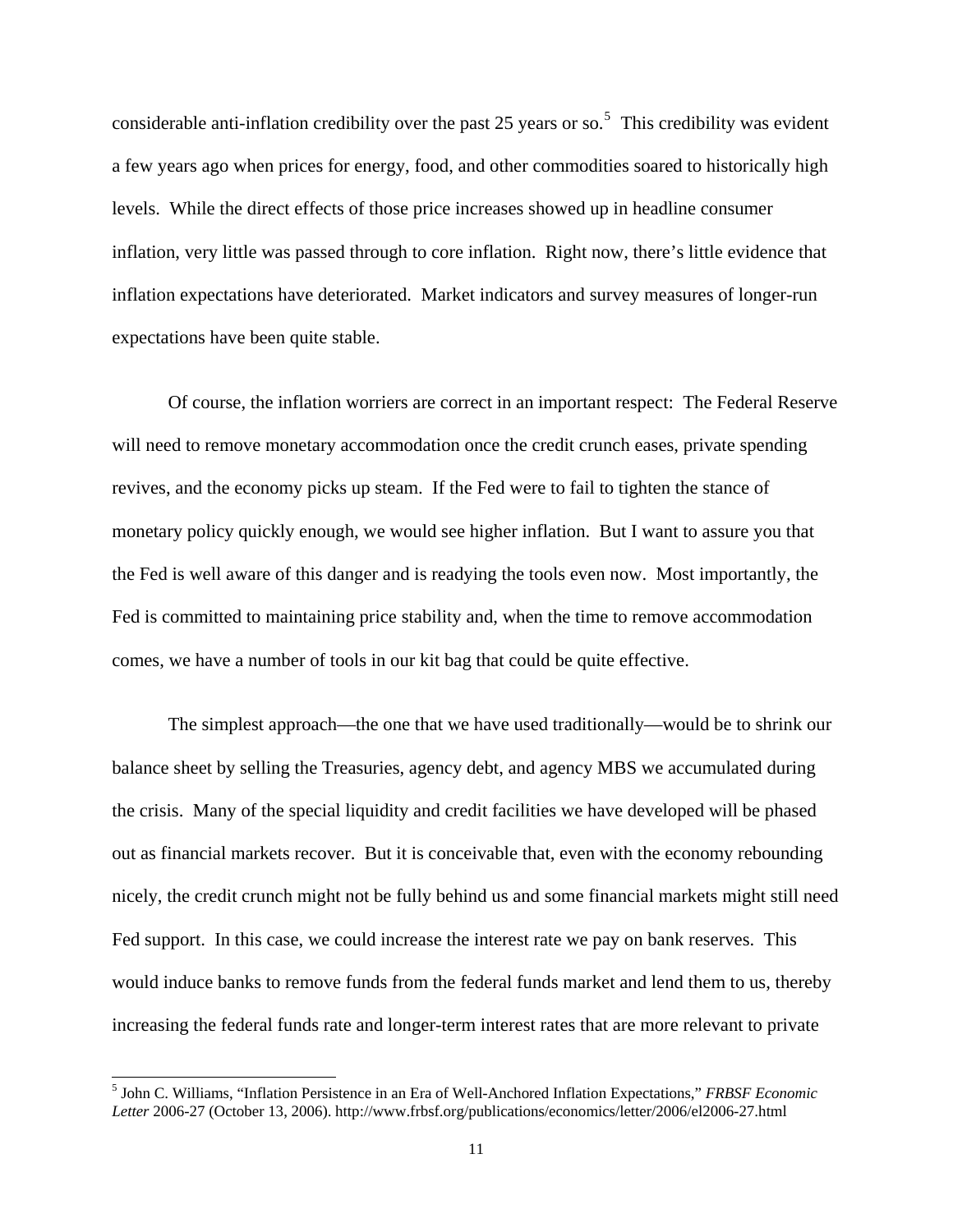considerable anti-inflation credibility over the past 25 years or so.[5] This credibility was evident a few years ago when prices for energy, food, and other commodities soared to historically high levels. While the direct effects of those price increases showed up in headline consumer inflation, very little was passed through to core inflation. Right now, there's little evidence that inflation expectations have deteriorated. Market indicators and survey measures of longer-run expectations have been quite stable.

Of course, the inflation worriers are correct in an important respect: The Federal Reserve will need to remove monetary accommodation once the credit crunch eases, private spending revives, and the economy picks up steam. If the Fed were to fail to tighten the stance of monetary policy quickly enough, we would see higher inflation. But I want to assure you that the Fed is well aware of this danger and is readying the tools even now. Most importantly, the Fed is committed to maintaining price stability and, when the time to remove accommodation comes, we have a number of tools in our kit bag that could be quite effective.

The simplest approach—the one that we have used traditionally—would be to shrink our balance sheet by selling the Treasuries, agency debt, and agency MBS we accumulated during the crisis. Many of the special liquidity and credit facilities we have developed will be phased out as financial markets recover. But it is conceivable that, even with the economy rebounding nicely, the credit crunch might not be fully behind us and some financial markets might still need Fed support. In this case, we could increase the interest rate we pay on bank reserves. This would induce banks to remove funds from the federal funds market and lend them to us, thereby increasing the federal funds rate and longer-term interest rates that are more relevant to private

---

[5] John C. Williams, "Inflation Persistence in an Era of Well-Anchored Inflation Expectations," *FRBSF Economic Letter* 2006-27 (October 13, 2006). http://www.frbsf.org/publications/economics/letter/2006/el2006-27.html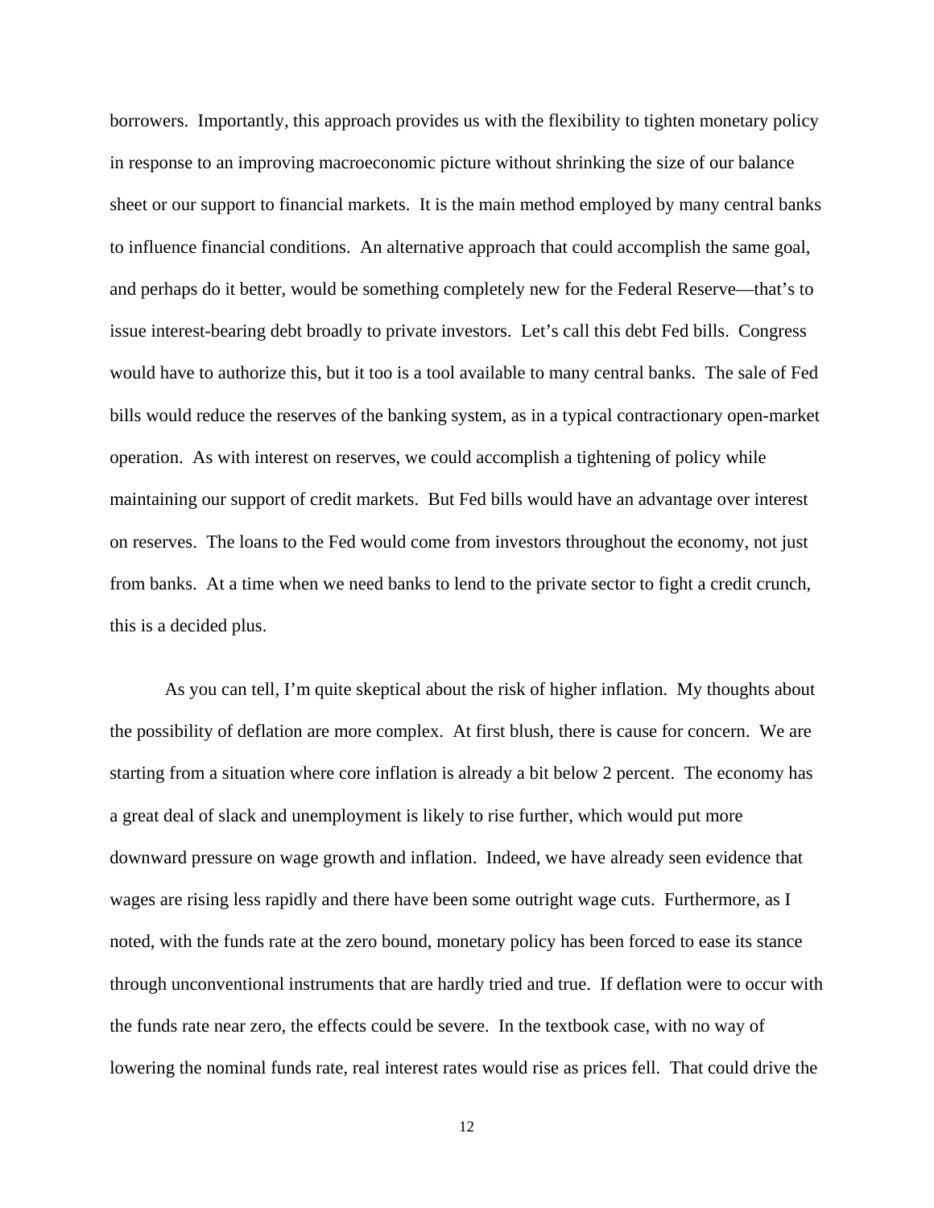borrowers. Importantly, this approach provides us with the flexibility to tighten monetary policy in response to an improving macroeconomic picture without shrinking the size of our balance sheet or our support to financial markets. It is the main method employed by many central banks to influence financial conditions. An alternative approach that could accomplish the same goal, and perhaps do it better, would be something completely new for the Federal Reserve—that's to issue interest-bearing debt broadly to private investors. Let's call this debt Fed bills. Congress would have to authorize this, but it too is a tool available to many central banks. The sale of Fed bills would reduce the reserves of the banking system, as in a typical contractionary open-market operation. As with interest on reserves, we could accomplish a tightening of policy while maintaining our support of credit markets. But Fed bills would have an advantage over interest on reserves. The loans to the Fed would come from investors throughout the economy, not just from banks. At a time when we need banks to lend to the private sector to fight a credit crunch, this is a decided plus.

As you can tell, I'm quite skeptical about the risk of higher inflation. My thoughts about the possibility of deflation are more complex. At first blush, there is cause for concern. We are starting from a situation where core inflation is already a bit below 2 percent. The economy has a great deal of slack and unemployment is likely to rise further, which would put more downward pressure on wage growth and inflation. Indeed, we have already seen evidence that wages are rising less rapidly and there have been some outright wage cuts. Furthermore, as I noted, with the funds rate at the zero bound, monetary policy has been forced to ease its stance through unconventional instruments that are hardly tried and true. If deflation were to occur with the funds rate near zero, the effects could be severe. In the textbook case, with no way of lowering the nominal funds rate, real interest rates would rise as prices fell. That could drive the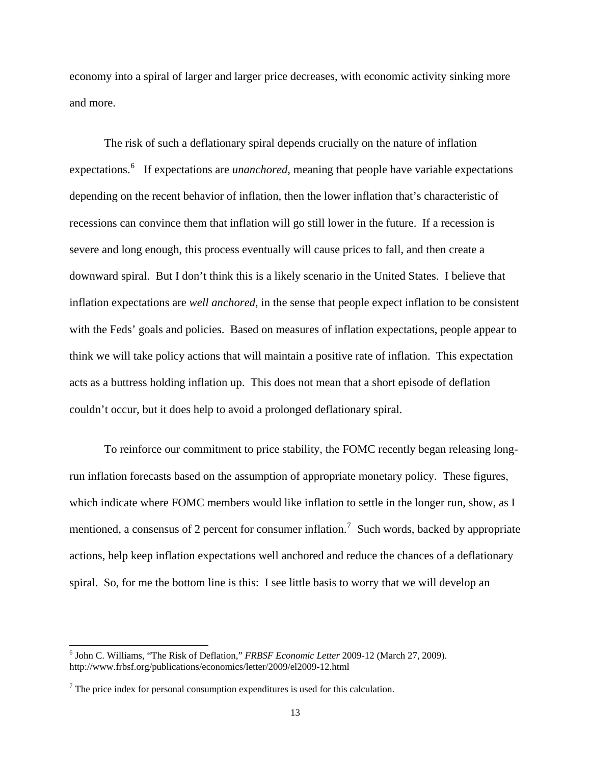economy into a spiral of larger and larger price decreases, with economic activity sinking more and more.

The risk of such a deflationary spiral depends crucially on the nature of inflation expectations.[6] If expectations are *unanchored*, meaning that people have variable expectations depending on the recent behavior of inflation, then the lower inflation that's characteristic of recessions can convince them that inflation will go still lower in the future. If a recession is severe and long enough, this process eventually will cause prices to fall, and then create a downward spiral. But I don't think this is a likely scenario in the United States. I believe that inflation expectations are *well anchored*, in the sense that people expect inflation to be consistent with the Feds' goals and policies. Based on measures of inflation expectations, people appear to think we will take policy actions that will maintain a positive rate of inflation. This expectation acts as a buttress holding inflation up. This does not mean that a short episode of deflation couldn't occur, but it does help to avoid a prolonged deflationary spiral.

To reinforce our commitment to price stability, the FOMC recently began releasing long-run inflation forecasts based on the assumption of appropriate monetary policy. These figures, which indicate where FOMC members would like inflation to settle in the longer run, show, as I mentioned, a consensus of 2 percent for consumer inflation.[7] Such words, backed by appropriate actions, help keep inflation expectations well anchored and reduce the chances of a deflationary spiral. So, for me the bottom line is this: I see little basis to worry that we will develop an

---

[6] John C. Williams, "The Risk of Deflation," *FRBSF Economic Letter* 2009-12 (March 27, 2009). http://www.frbsf.org/publications/economics/letter/2009/el2009-12.html

[7] The price index for personal consumption expenditures is used for this calculation.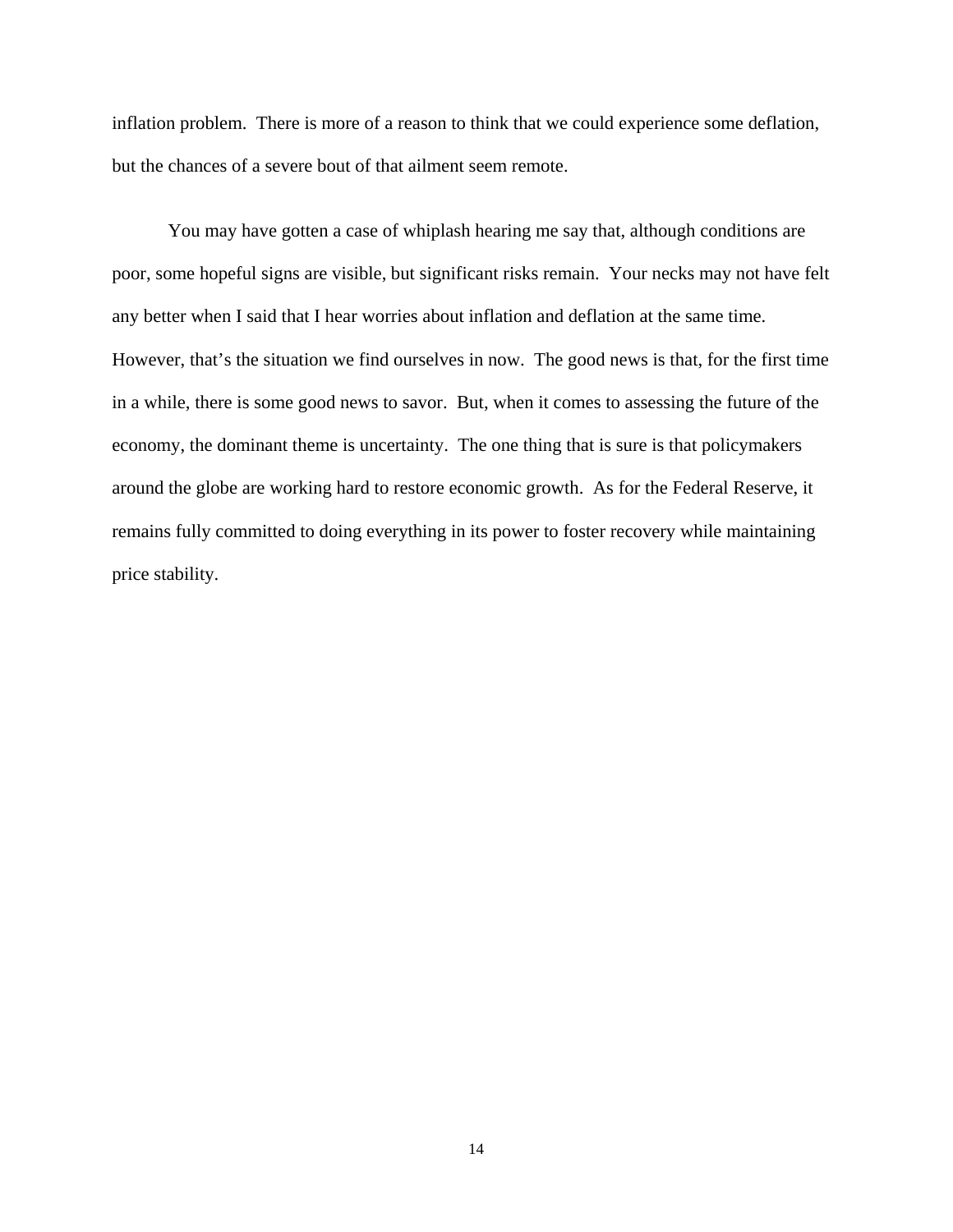inflation problem. There is more of a reason to think that we could experience some deflation, but the chances of a severe bout of that ailment seem remote.

You may have gotten a case of whiplash hearing me say that, although conditions are poor, some hopeful signs are visible, but significant risks remain. Your necks may not have felt any better when I said that I hear worries about inflation and deflation at the same time. However, that's the situation we find ourselves in now. The good news is that, for the first time in a while, there is some good news to savor. But, when it comes to assessing the future of the economy, the dominant theme is uncertainty. The one thing that is sure is that policymakers around the globe are working hard to restore economic growth. As for the Federal Reserve, it remains fully committed to doing everything in its power to foster recovery while maintaining price stability.